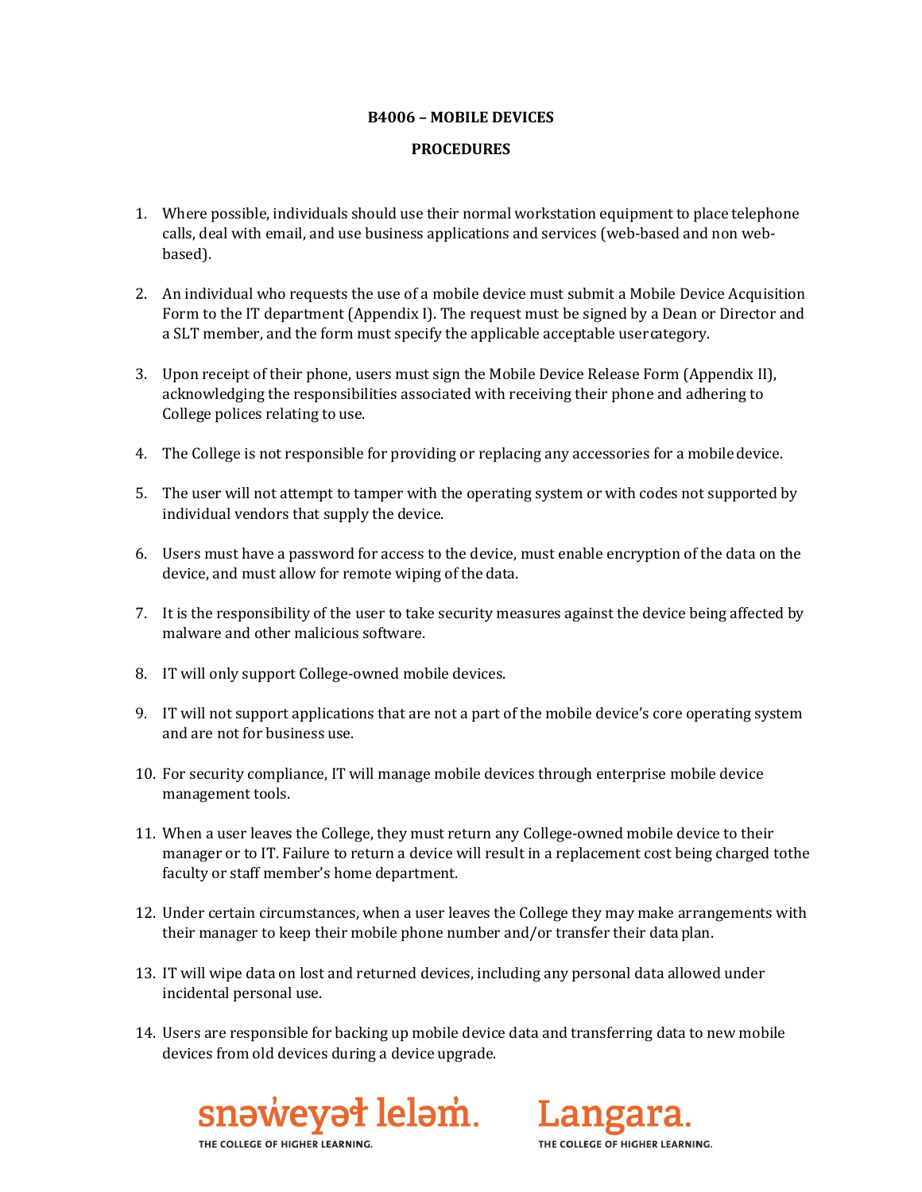**B4006 – MOBILE DEVICES**

**PROCEDURES**

1. Where possible, individuals should use their normal workstation equipment to place telephone calls, deal with email, and use business applications and services (web-based and non web-based).

2. An individual who requests the use of a mobile device must submit a Mobile Device Acquisition Form to the IT department (Appendix I). The request must be signed by a Dean or Director and a SLT member, and the form must specify the applicable acceptable user category.

3. Upon receipt of their phone, users must sign the Mobile Device Release Form (Appendix II), acknowledging the responsibilities associated with receiving their phone and adhering to College polices relating to use.

4. The College is not responsible for providing or replacing any accessories for a mobile device.

5. The user will not attempt to tamper with the operating system or with codes not supported by individual vendors that supply the device.

6. Users must have a password for access to the device, must enable encryption of the data on the device, and must allow for remote wiping of the data.

7. It is the responsibility of the user to take security measures against the device being affected by malware and other malicious software.

8. IT will only support College-owned mobile devices.

9. IT will not support applications that are not a part of the mobile device's core operating system and are not for business use.

10. For security compliance, IT will manage mobile devices through enterprise mobile device management tools.

11. When a user leaves the College, they must return any College-owned mobile device to their manager or to IT. Failure to return a device will result in a replacement cost being charged tothe faculty or staff member's home department.

12. Under certain circumstances, when a user leaves the College they may make arrangements with their manager to keep their mobile phone number and/or transfer their data plan.

13. IT will wipe data on lost and returned devices, including any personal data allowed under incidental personal use.

14. Users are responsible for backing up mobile device data and transferring data to new mobile devices from old devices during a device upgrade.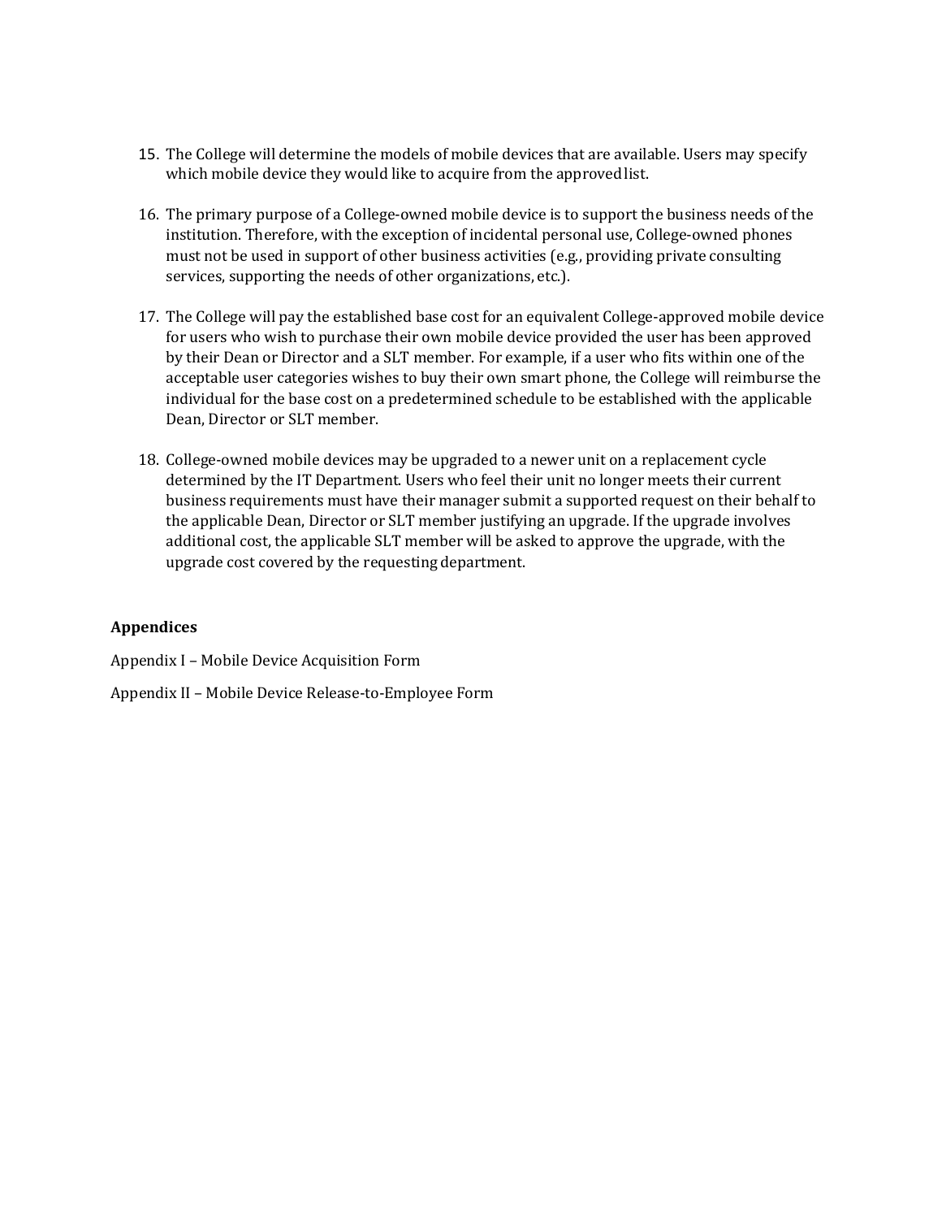15. The College will determine the models of mobile devices that are available. Users may specify which mobile device they would like to acquire from the approved list.

16. The primary purpose of a College-owned mobile device is to support the business needs of the institution. Therefore, with the exception of incidental personal use, College-owned phones must not be used in support of other business activities (e.g., providing private consulting services, supporting the needs of other organizations, etc.).

17. The College will pay the established base cost for an equivalent College-approved mobile device for users who wish to purchase their own mobile device provided the user has been approved by their Dean or Director and a SLT member. For example, if a user who fits within one of the acceptable user categories wishes to buy their own smart phone, the College will reimburse the individual for the base cost on a predetermined schedule to be established with the applicable Dean, Director or SLT member.

18. College-owned mobile devices may be upgraded to a newer unit on a replacement cycle determined by the IT Department. Users who feel their unit no longer meets their current business requirements must have their manager submit a supported request on their behalf to the applicable Dean, Director or SLT member justifying an upgrade. If the upgrade involves additional cost, the applicable SLT member will be asked to approve the upgrade, with the upgrade cost covered by the requesting department.

**Appendices**

Appendix I – Mobile Device Acquisition Form

Appendix II – Mobile Device Release-to-Employee Form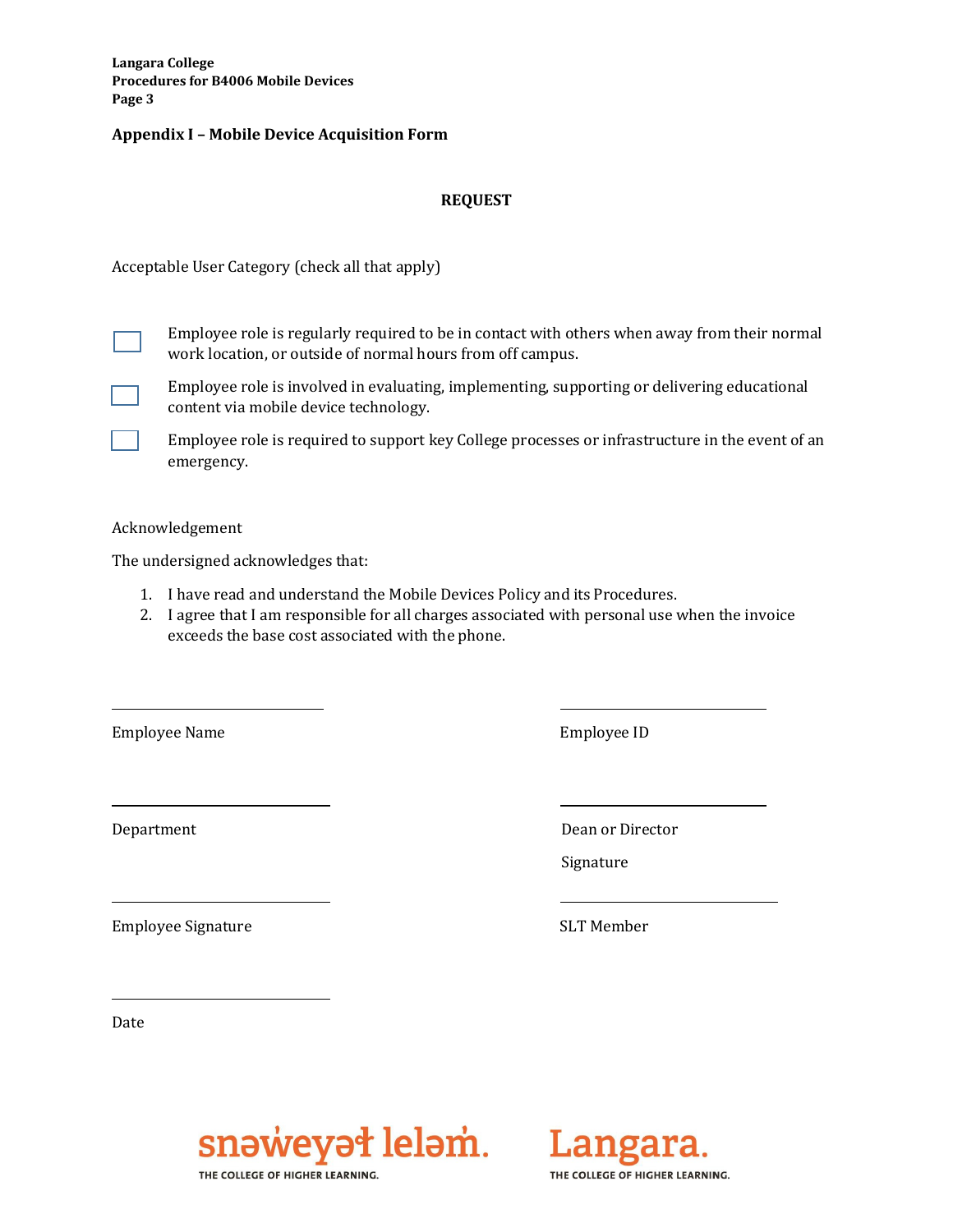## Appendix I – Mobile Device Acquisition Form

### REQUEST

Acceptable User Category (check all that apply)

- [ ] Employee role is regularly required to be in contact with others when away from their normal work location, or outside of normal hours from off campus.
- [ ] Employee role is involved in evaluating, implementing, supporting or delivering educational content via mobile device technology.
- [ ] Employee role is required to support key College processes or infrastructure in the event of an emergency.

Acknowledgement

The undersigned acknowledges that:

1. I have read and understand the Mobile Devices Policy and its Procedures.
2. I agree that I am responsible for all charges associated with personal use when the invoice exceeds the base cost associated with the phone.

| | |
|---|---|
| ______________________ | ______________________ |
| Employee Name | Employee ID |
| ______________________ | ______________________ |
| Department | Dean or Director Signature |
| ______________________ | ______________________ |
| Employee Signature | SLT Member |
| ______________________ | |
| Date | |

snəw̓eyəɬ leləm̓. THE COLLEGE OF HIGHER LEARNING. Langara. THE COLLEGE OF HIGHER LEARNING.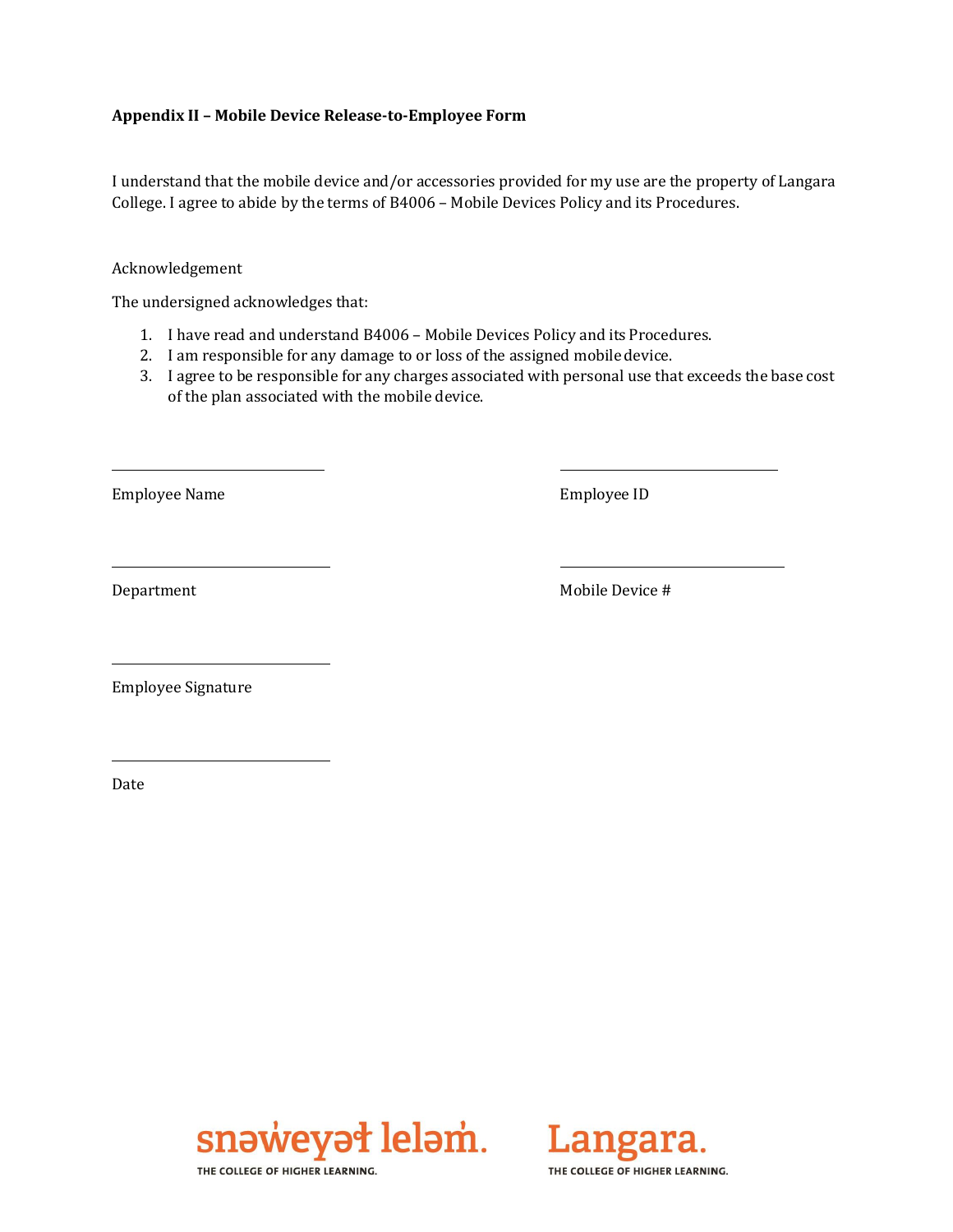**Appendix II – Mobile Device Release-to-Employee Form**

I understand that the mobile device and/or accessories provided for my use are the property of Langara College. I agree to abide by the terms of B4006 – Mobile Devices Policy and its Procedures.

Acknowledgement

The undersigned acknowledges that:

1. I have read and understand B4006 – Mobile Devices Policy and its Procedures.
2. I am responsible for any damage to or loss of the assigned mobile device.
3. I agree to be responsible for any charges associated with personal use that exceeds the base cost of the plan associated with the mobile device.

\_\_\_\_\_\_\_\_\_\_\_\_\_\_\_\_\_\_\_\_\_\_\_\_\_\_\_\_\_\_\_\_\_

Employee Name

\_\_\_\_\_\_\_\_\_\_\_\_\_\_\_\_\_\_\_\_\_\_\_\_\_\_\_\_\_\_\_\_\_

Employee ID

\_\_\_\_\_\_\_\_\_\_\_\_\_\_\_\_\_\_\_\_\_\_\_\_\_\_\_\_\_\_\_\_\_

Department

\_\_\_\_\_\_\_\_\_\_\_\_\_\_\_\_\_\_\_\_\_\_\_\_\_\_\_\_\_\_\_\_\_

Mobile Device #

\_\_\_\_\_\_\_\_\_\_\_\_\_\_\_\_\_\_\_\_\_\_\_\_\_\_\_\_\_\_\_\_\_

Employee Signature

\_\_\_\_\_\_\_\_\_\_\_\_\_\_\_\_\_\_\_\_\_\_\_\_\_\_\_\_\_\_\_\_\_

Date